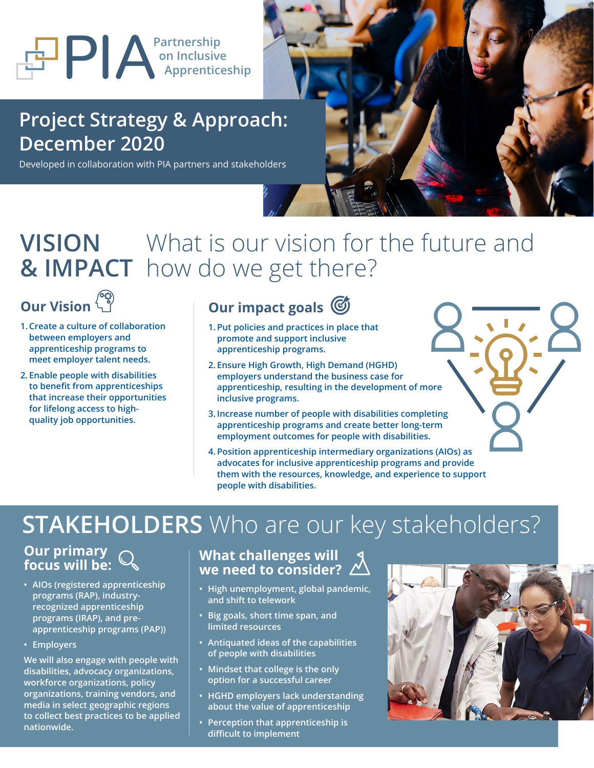# PIA Partnership on Inclusive Apprenticeship

## Project Strategy & Approach: December 2020

Developed in collaboration with PIA partners and stakeholders

## VISION & IMPACT What is our vision for the future and how do we get there?

### Our Vision

1. Create a culture of collaboration between employers and apprenticeship programs to meet employer talent needs.
2. Enable people with disabilities to benefit from apprenticeships that increase their opportunities for lifelong access to high-quality job opportunities.

### Our impact goals

1. Put policies and practices in place that promote and support inclusive apprenticeship programs.
2. Ensure High Growth, High Demand (HGHD) employers understand the business case for apprenticeship, resulting in the development of more inclusive programs.
3. Increase number of people with disabilities completing apprenticeship programs and create better long-term employment outcomes for people with disabilities.
4. Position apprenticeship intermediary organizations (AIOs) as advocates for inclusive apprenticeship programs and provide them with the resources, knowledge, and experience to support people with disabilities.

## STAKEHOLDERS Who are our key stakeholders?

### Our primary focus will be:

- AIOs (registered apprenticeship programs (RAP), industry-recognized apprenticeship programs (IRAP), and pre-apprenticeship programs (PAP))
- Employers

We will also engage with people with disabilities, advocacy organizations, workforce organizations, policy organizations, training vendors, and media in select geographic regions to collect best practices to be applied nationwide.

### What challenges will we need to consider?

- High unemployment, global pandemic, and shift to telework
- Big goals, short time span, and limited resources
- Antiquated ideas of the capabilities of people with disabilities
- Mindset that college is the only option for a successful career
- HGHD employers lack understanding about the value of apprenticeship
- Perception that apprenticeship is difficult to implement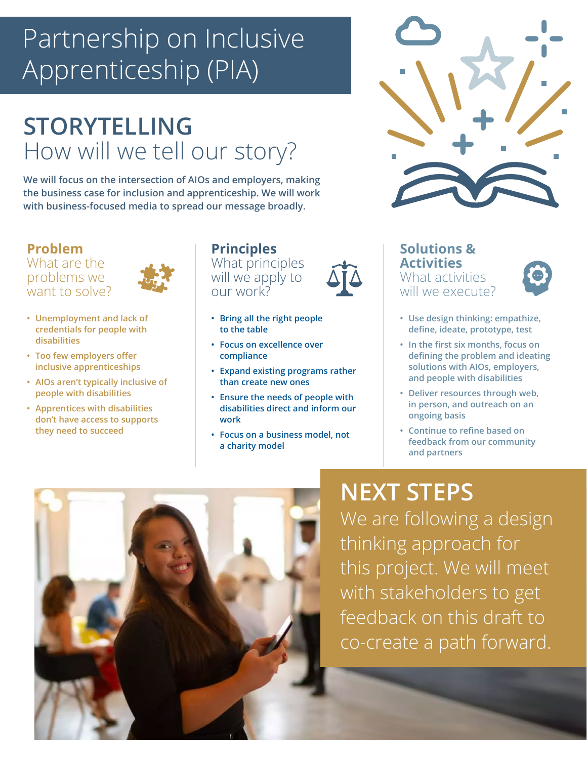# Partnership on Inclusive Apprenticeship (PIA)

## STORYTELLING

How will we tell our story?

**We will focus on the intersection of AIOs and employers, making the business case for inclusion and apprenticeship. We will work with business-focused media to spread our message broadly.**

### Problem

What are the problems we want to solve?

- Unemployment and lack of credentials for people with disabilities
- Too few employers offer inclusive apprenticeships
- AIOs aren't typically inclusive of people with disabilities
- Apprentices with disabilities don't have access to supports they need to succeed

### Principles

What principles will we apply to our work?

- Bring all the right people to the table
- Focus on excellence over compliance
- Expand existing programs rather than create new ones
- Ensure the needs of people with disabilities direct and inform our work
- Focus on a business model, not a charity model

### Solutions & Activities

What activities will we execute?

- Use design thinking: empathize, define, ideate, prototype, test
- In the first six months, focus on defining the problem and ideating solutions with AIOs, employers, and people with disabilities
- Deliver resources through web, in person, and outreach on an ongoing basis
- Continue to refine based on feedback from our community and partners

## NEXT STEPS

We are following a design thinking approach for this project. We will meet with stakeholders to get feedback on this draft to co-create a path forward.